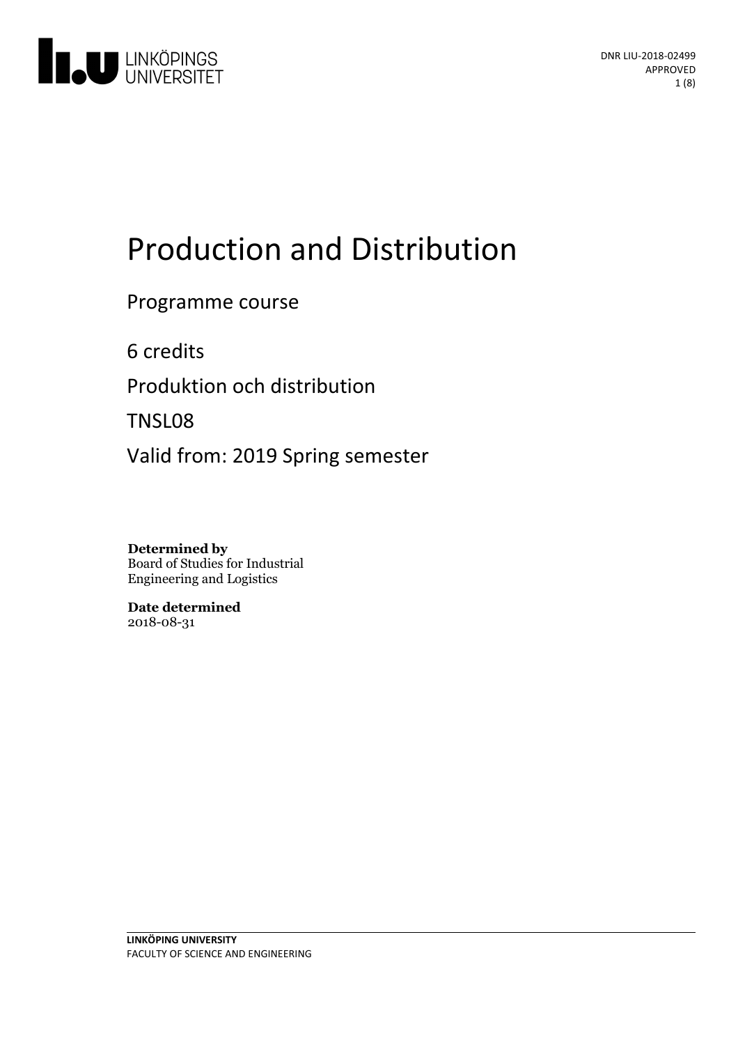DNR LIU-2018-02499
APPROVED

# Production and Distribution

Programme course

6 credits

Produktion och distribution

TNSL08

Valid from: 2019 Spring semester

**Determined by**
Board of Studies for Industrial Engineering and Logistics

**Date determined**
2018-08-31

**LINKÖPING UNIVERSITY**
FACULTY OF SCIENCE AND ENGINEERING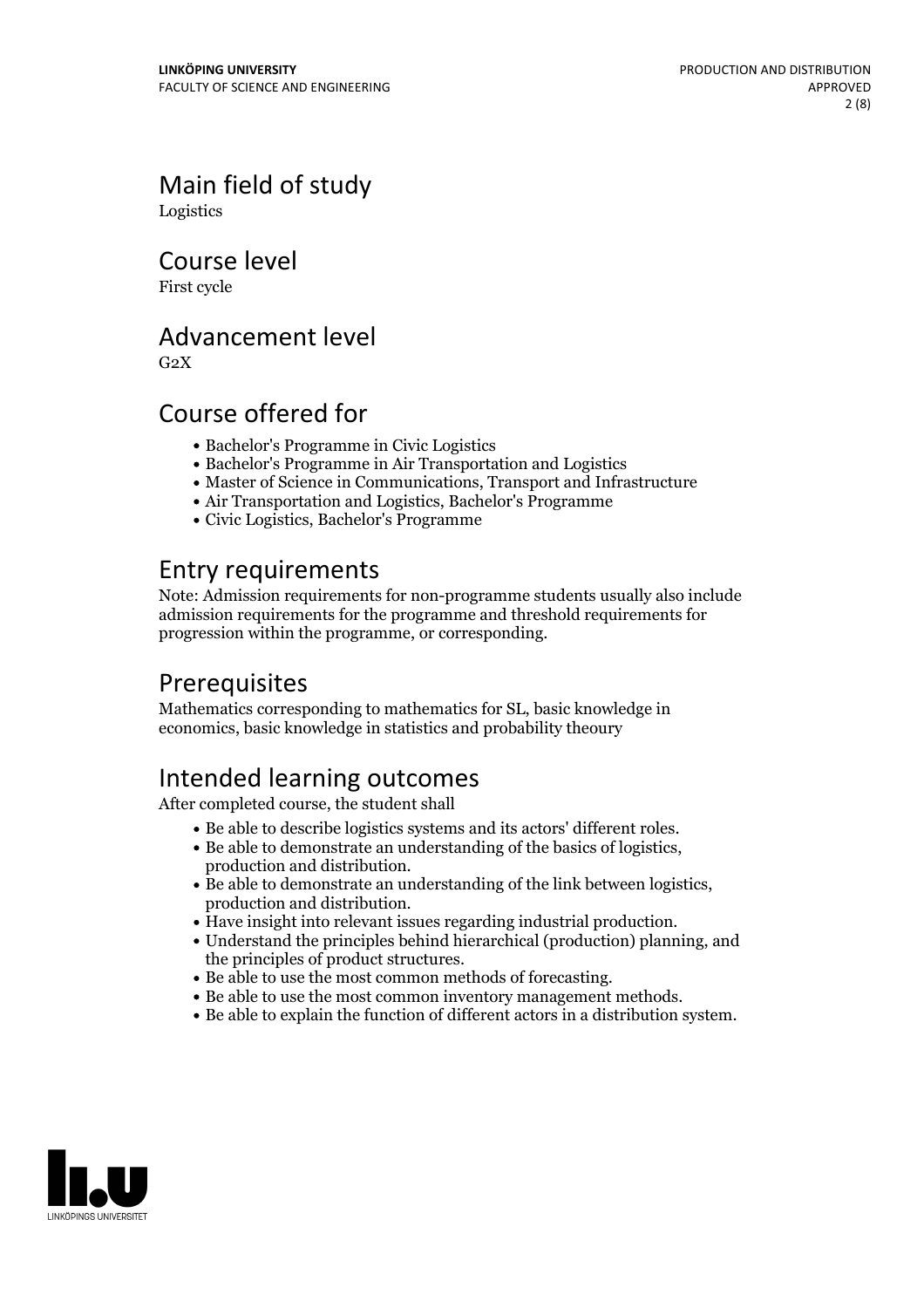# Main field of study

Logistics

# Course level

First cycle

# Advancement level

G2X

# Course offered for

- Bachelor's Programme in Civic Logistics
- Bachelor's Programme in Air Transportation and Logistics
- Master of Science in Communications, Transport and Infrastructure
- Air Transportation and Logistics, Bachelor's Programme
- Civic Logistics, Bachelor's Programme

# Entry requirements

Note: Admission requirements for non-programme students usually also include admission requirements for the programme and threshold requirements for progression within the programme, or corresponding.

# Prerequisites

Mathematics corresponding to mathematics for SL, basic knowledge in economics, basic knowledge in statistics and probability theoury

# Intended learning outcomes

After completed course, the student shall

- Be able to describe logistics systems and its actors' different roles.
- Be able to demonstrate an understanding of the basics of logistics, production and distribution.
- Be able to demonstrate an understanding of the link between logistics, production and distribution.
- Have insight into relevant issues regarding industrial production.
- Understand the principles behind hierarchical (production) planning, and the principles of product structures.
- Be able to use the most common methods of forecasting.
- Be able to use the most common inventory management methods.
- Be able to explain the function of different actors in a distribution system.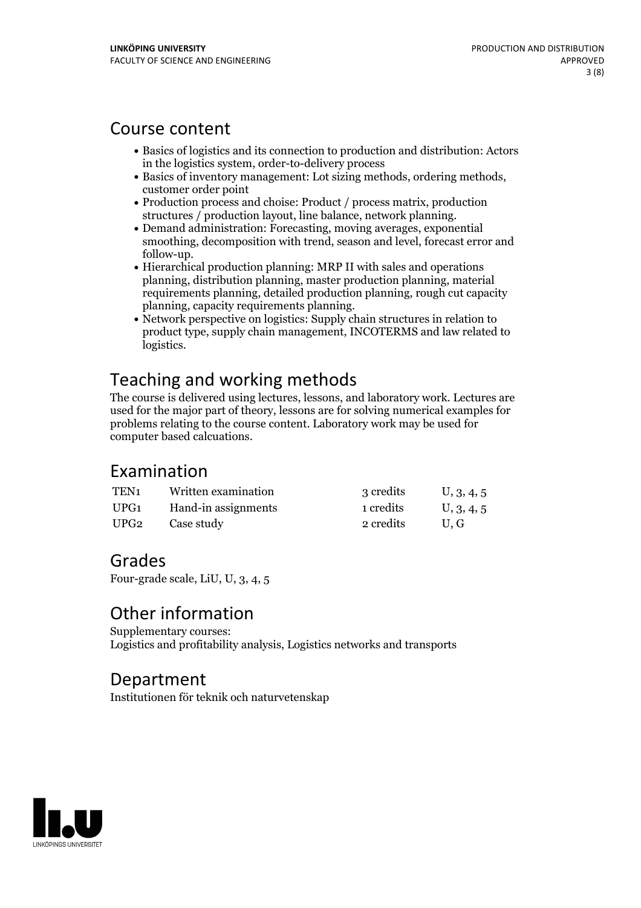## Course content

- Basics of logistics and its connection to production and distribution: Actors in the logistics system, order-to-delivery process
- Basics of inventory management: Lot sizing methods, ordering methods, customer order point
- Production process and choise: Product / process matrix, production structures / production layout, line balance, network planning.
- Demand administration: Forecasting, moving averages, exponential smoothing, decomposition with trend, season and level, forecast error and follow-up.
- Hierarchical production planning: MRP II with sales and operations planning, distribution planning, master production planning, material requirements planning, detailed production planning, rough cut capacity planning, capacity requirements planning.
- Network perspective on logistics: Supply chain structures in relation to product type, supply chain management, INCOTERMS and law related to logistics.

## Teaching and working methods

The course is delivered using lectures, lessons, and laboratory work. Lectures are used for the major part of theory, lessons are for solving numerical examples for problems relating to the course content. Laboratory work may be used for computer based calcuations.

## Examination

| | | | |
|---|---|---|---|
| TEN1 | Written examination | 3 credits | U, 3, 4, 5 |
| UPG1 | Hand-in assignments | 1 credits | U, 3, 4, 5 |
| UPG2 | Case study | 2 credits | U, G |

## Grades

Four-grade scale, LiU, U, 3, 4, 5

## Other information

Supplementary courses:
Logistics and profitability analysis, Logistics networks and transports

## Department

Institutionen för teknik och naturvetenskap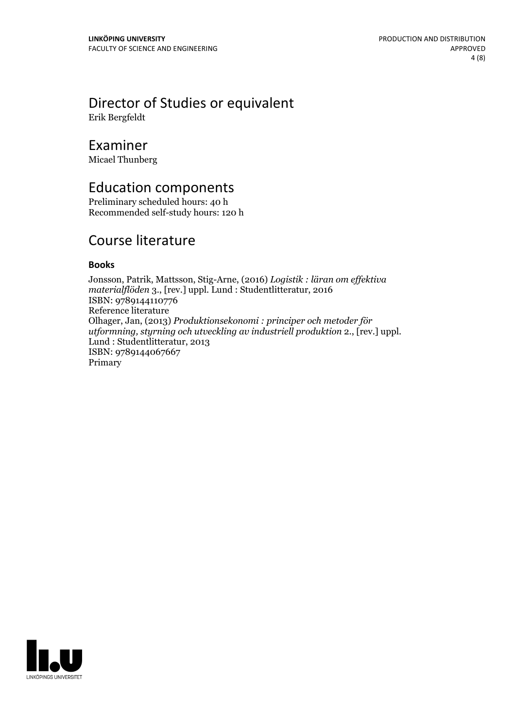# Director of Studies or equivalent

Erik Bergfeldt

# Examiner

Micael Thunberg

# Education components

Preliminary scheduled hours: 40 h
Recommended self-study hours: 120 h

# Course literature

### Books

Jonsson, Patrik, Mattsson, Stig-Arne, (2016) *Logistik : läran om effektiva materialflöden* 3., [rev.] uppl. Lund : Studentlitteratur, 2016
ISBN: 9789144110776
Reference literature
Olhager, Jan, (2013) *Produktionsekonomi : principer och metoder för utformning, styrning och utveckling av industriell produktion* 2., [rev.] uppl. Lund : Studentlitteratur, 2013
ISBN: 9789144067667
Primary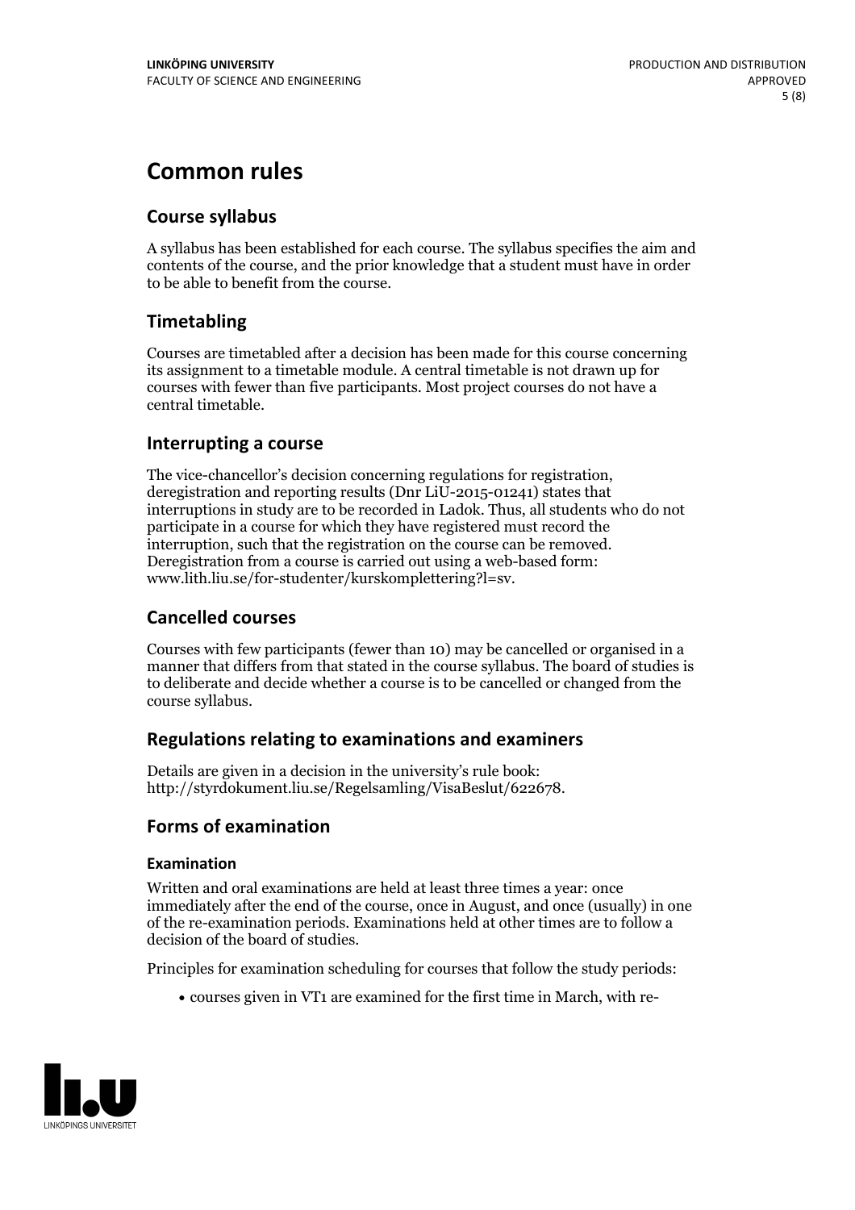# Common rules

## Course syllabus

A syllabus has been established for each course. The syllabus specifies the aim and contents of the course, and the prior knowledge that a student must have in order to be able to benefit from the course.

## Timetabling

Courses are timetabled after a decision has been made for this course concerning its assignment to a timetable module. A central timetable is not drawn up for courses with fewer than five participants. Most project courses do not have a central timetable.

## Interrupting a course

The vice-chancellor's decision concerning regulations for registration, deregistration and reporting results (Dnr LiU-2015-01241) states that interruptions in study are to be recorded in Ladok. Thus, all students who do not participate in a course for which they have registered must record the interruption, such that the registration on the course can be removed. Deregistration from a course is carried out using a web-based form: www.lith.liu.se/for-studenter/kurskomplettering?l=sv.

## Cancelled courses

Courses with few participants (fewer than 10) may be cancelled or organised in a manner that differs from that stated in the course syllabus. The board of studies is to deliberate and decide whether a course is to be cancelled or changed from the course syllabus.

## Regulations relating to examinations and examiners

Details are given in a decision in the university's rule book: http://styrdokument.liu.se/Regelsamling/VisaBeslut/622678.

## Forms of examination

### Examination

Written and oral examinations are held at least three times a year: once immediately after the end of the course, once in August, and once (usually) in one of the re-examination periods. Examinations held at other times are to follow a decision of the board of studies.

Principles for examination scheduling for courses that follow the study periods:

- courses given in VT1 are examined for the first time in March, with re-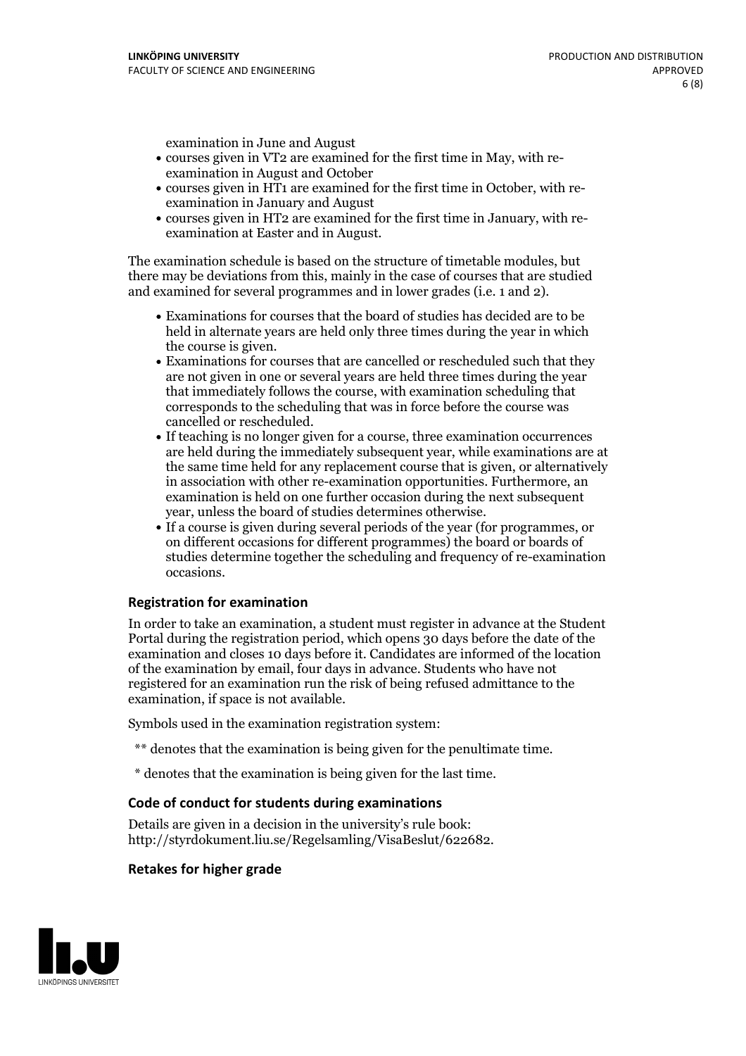examination in June and August

- courses given in VT2 are examined for the first time in May, with re-examination in August and October
- courses given in HT1 are examined for the first time in October, with re-examination in January and August
- courses given in HT2 are examined for the first time in January, with re-examination at Easter and in August.

The examination schedule is based on the structure of timetable modules, but there may be deviations from this, mainly in the case of courses that are studied and examined for several programmes and in lower grades (i.e. 1 and 2).

- Examinations for courses that the board of studies has decided are to be held in alternate years are held only three times during the year in which the course is given.
- Examinations for courses that are cancelled or rescheduled such that they are not given in one or several years are held three times during the year that immediately follows the course, with examination scheduling that corresponds to the scheduling that was in force before the course was cancelled or rescheduled.
- If teaching is no longer given for a course, three examination occurrences are held during the immediately subsequent year, while examinations are at the same time held for any replacement course that is given, or alternatively in association with other re-examination opportunities. Furthermore, an examination is held on one further occasion during the next subsequent year, unless the board of studies determines otherwise.
- If a course is given during several periods of the year (for programmes, or on different occasions for different programmes) the board or boards of studies determine together the scheduling and frequency of re-examination occasions.

### Registration for examination

In order to take an examination, a student must register in advance at the Student Portal during the registration period, which opens 30 days before the date of the examination and closes 10 days before it. Candidates are informed of the location of the examination by email, four days in advance. Students who have not registered for an examination run the risk of being refused admittance to the examination, if space is not available.

Symbols used in the examination registration system:

** denotes that the examination is being given for the penultimate time.

* denotes that the examination is being given for the last time.

### Code of conduct for students during examinations

Details are given in a decision in the university's rule book: http://styrdokument.liu.se/Regelsamling/VisaBeslut/622682.

### Retakes for higher grade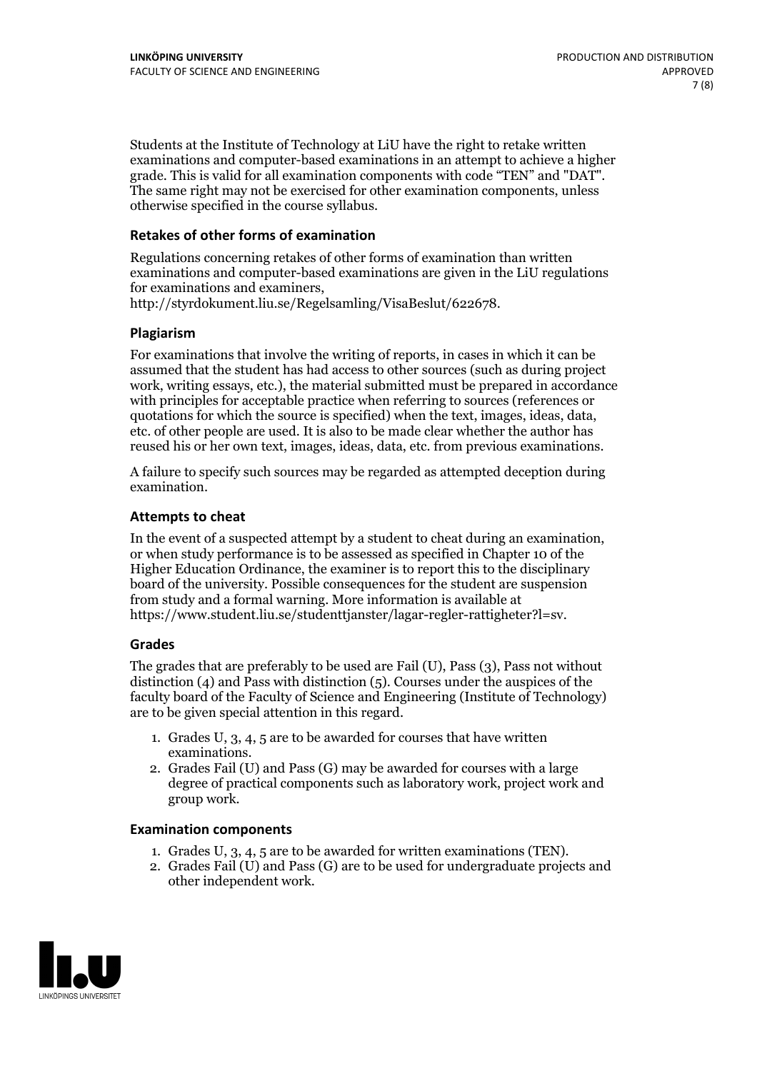Students at the Institute of Technology at LiU have the right to retake written examinations and computer-based examinations in an attempt to achieve a higher grade. This is valid for all examination components with code "TEN" and "DAT". The same right may not be exercised for other examination components, unless otherwise specified in the course syllabus.

### Retakes of other forms of examination

Regulations concerning retakes of other forms of examination than written examinations and computer-based examinations are given in the LiU regulations for examinations and examiners, http://styrdokument.liu.se/Regelsamling/VisaBeslut/622678.

### Plagiarism

For examinations that involve the writing of reports, in cases in which it can be assumed that the student has had access to other sources (such as during project work, writing essays, etc.), the material submitted must be prepared in accordance with principles for acceptable practice when referring to sources (references or quotations for which the source is specified) when the text, images, ideas, data, etc. of other people are used. It is also to be made clear whether the author has reused his or her own text, images, ideas, data, etc. from previous examinations.

A failure to specify such sources may be regarded as attempted deception during examination.

### Attempts to cheat

In the event of a suspected attempt by a student to cheat during an examination, or when study performance is to be assessed as specified in Chapter 10 of the Higher Education Ordinance, the examiner is to report this to the disciplinary board of the university. Possible consequences for the student are suspension from study and a formal warning. More information is available at https://www.student.liu.se/studenttjanster/lagar-regler-rattigheter?l=sv.

### Grades

The grades that are preferably to be used are Fail (U), Pass (3), Pass not without distinction (4) and Pass with distinction (5). Courses under the auspices of the faculty board of the Faculty of Science and Engineering (Institute of Technology) are to be given special attention in this regard.

1. Grades U, 3, 4, 5 are to be awarded for courses that have written examinations.
2. Grades Fail (U) and Pass (G) may be awarded for courses with a large degree of practical components such as laboratory work, project work and group work.

### Examination components

1. Grades U, 3, 4, 5 are to be awarded for written examinations (TEN).
2. Grades Fail (U) and Pass (G) are to be used for undergraduate projects and other independent work.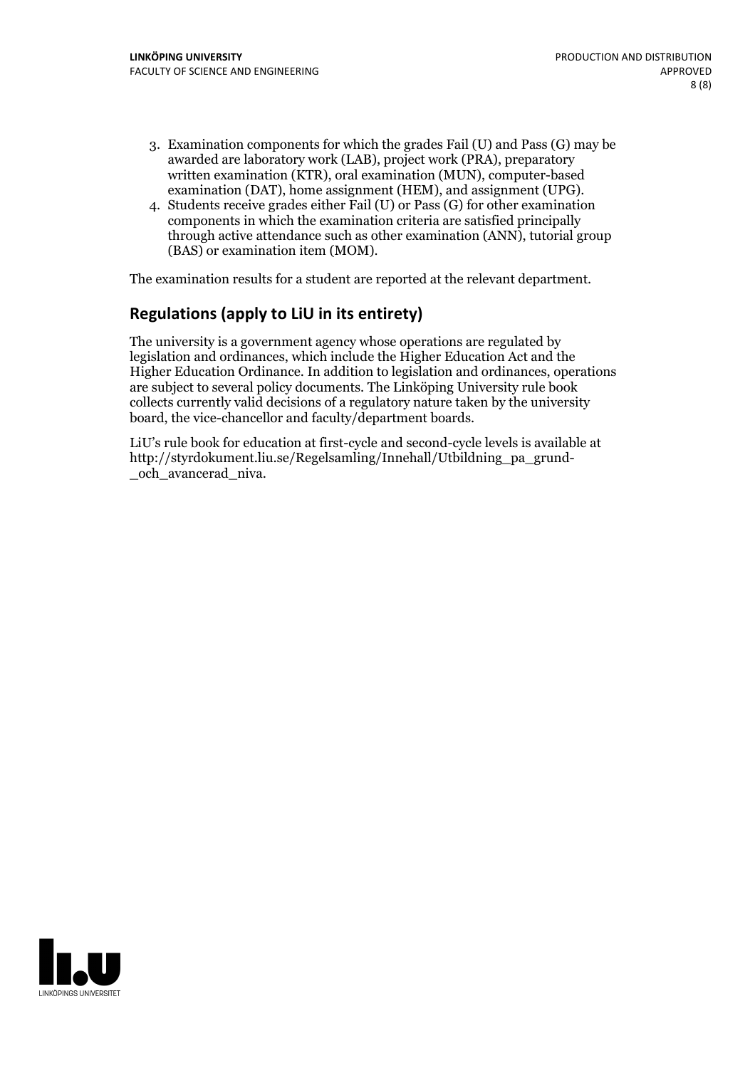3. Examination components for which the grades Fail (U) and Pass (G) may be awarded are laboratory work (LAB), project work (PRA), preparatory written examination (KTR), oral examination (MUN), computer-based examination (DAT), home assignment (HEM), and assignment (UPG).
4. Students receive grades either Fail (U) or Pass (G) for other examination components in which the examination criteria are satisfied principally through active attendance such as other examination (ANN), tutorial group (BAS) or examination item (MOM).

The examination results for a student are reported at the relevant department.

## Regulations (apply to LiU in its entirety)

The university is a government agency whose operations are regulated by legislation and ordinances, which include the Higher Education Act and the Higher Education Ordinance. In addition to legislation and ordinances, operations are subject to several policy documents. The Linköping University rule book collects currently valid decisions of a regulatory nature taken by the university board, the vice-chancellor and faculty/department boards.

LiU's rule book for education at first-cycle and second-cycle levels is available at http://styrdokument.liu.se/Regelsamling/Innehall/Utbildning_pa_grund-_och_avancerad_niva.